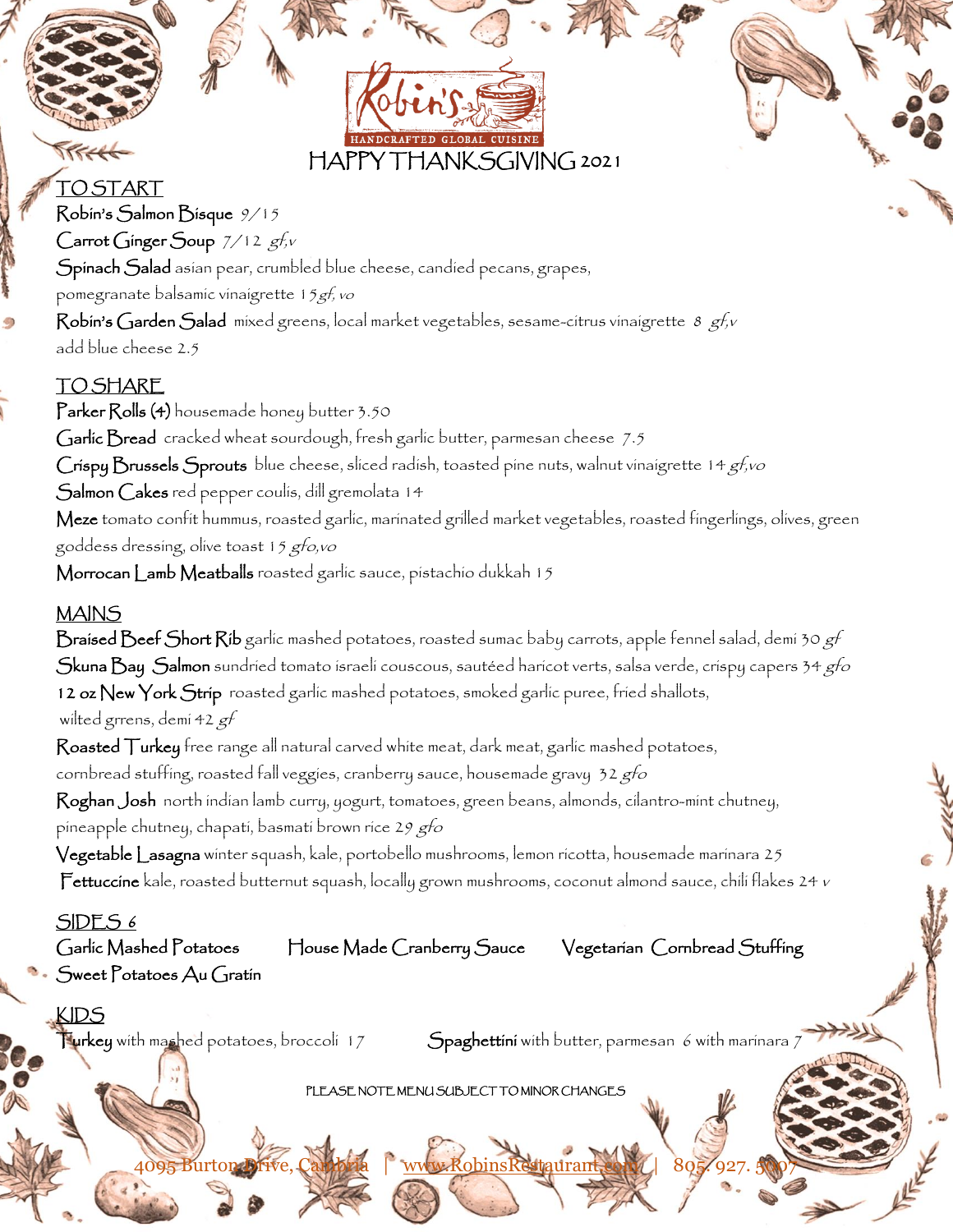# Robin's

HANDCRAFTED GLOBAL CUISINE

## HAPPY THANKSGIVING 2021

### TO START

**Robin's Salmon Bisque** 9/15

**Carrot Ginger Soup** 7/12 *gf,v*

**Spinach Salad** asian pear, crumbled blue cheese, candied pecans, grapes, pomegranate balsamic vinaigrette 15 *gf, vo*

**Robin's Garden Salad** mixed greens, local market vegetables, sesame-citrus vinaigrette 8 *gf,v*
add blue cheese 2.5

### TO SHARE

**Parker Rolls (4)** housemade honey butter 3.50

**Garlic Bread** cracked wheat sourdough, fresh garlic butter, parmesan cheese 7.5

**Crispy Brussels Sprouts** blue cheese, sliced radish, toasted pine nuts, walnut vinaigrette 14 *gf,vo*

**Salmon Cakes** red pepper coulis, dill gremolata 14

**Meze** tomato confit hummus, roasted garlic, marinated grilled market vegetables, roasted fingerlings, olives, green goddess dressing, olive toast 15 *gfo,vo*

**Morrocan Lamb Meatballs** roasted garlic sauce, pistachio dukkah 15

### MAINS

**Braised Beef Short Rib** garlic mashed potatoes, roasted sumac baby carrots, apple fennel salad, demi 30 *gf*

**Skuna Bay Salmon** sundried tomato israeli couscous, sautéed haricot verts, salsa verde, crispy capers 34 *gfo*

**12 oz New York Strip** roasted garlic mashed potatoes, smoked garlic puree, fried shallots, wilted grrens, demi 42 *gf*

**Roasted Turkey** free range all natural carved white meat, dark meat, garlic mashed potatoes, cornbread stuffing, roasted fall veggies, cranberry sauce, housemade gravy 32 *gfo*

**Roghan Josh** north indian lamb curry, yogurt, tomatoes, green beans, almonds, cilantro-mint chutney, pineapple chutney, chapati, basmati brown rice 29 *gfo*

**Vegetable Lasagna** winter squash, kale, portobello mushrooms, lemon ricotta, housemade marinara 25

**Fettuccine** kale, roasted butternut squash, locally grown mushrooms, coconut almond sauce, chili flakes 24 *v*

### SIDES 6

**Garlic Mashed Potatoes** | **House Made Cranberry Sauce** | **Vegetarian Cornbread Stuffing** | **Sweet Potatoes Au Gratin**

### KIDS

**Turkey** with mashed potatoes, broccoli 17

**Spaghettini** with butter, parmesan 6 with marinara 7

PLEASE NOTE MENU SUBJECT TO MINOR CHANGES

4095 Burton Drive, Cambria | www.RobinsRestaurant.com | 805.927.5007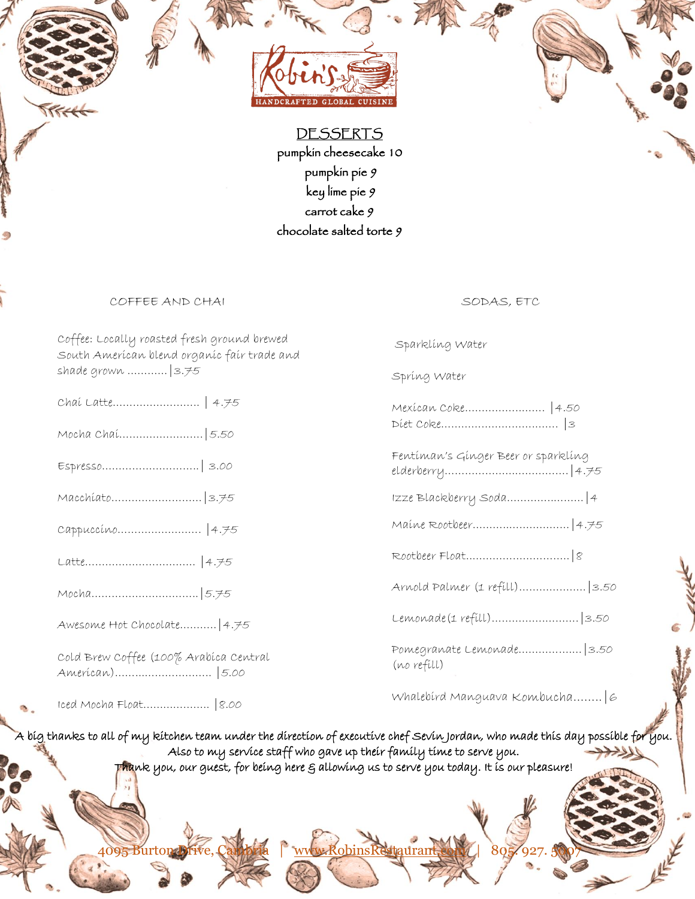Robin's
HANDCRAFTED GLOBAL CUISINE

## DESSERTS

pumpkin cheesecake 10

pumpkin pie 9

key lime pie 9

carrot cake 9

chocolate salted torte 9

### COFFEE AND CHAI

Coffee: Locally roasted fresh ground brewed South American blend organic fair trade and shade grown ............|3.75

Chai Latte.......................... | 4.75

Mocha Chai.........................|5.50

Espresso............................| 3.00

Macchiato...........................|3.75

Cappuccino......................... |4.75

Latte................................. |4.75

Mocha................................|5.75

Awesome Hot Chocolate...........|4.75

Cold Brew Coffee (100% Arabica Central American)............................ |5.00

Iced Mocha Float.................... |8.00

### SODAS, ETC

Sparkling Water

Spring Water

Mexican Coke........................ |4.50
Diet Coke.................................. |3

Fentiman's Ginger Beer or sparkling elderberry....................................|4.75

Izze Blackberry Soda.......................|4

Maine Rootbeer............................|4.75

Rootbeer Float...............................|8

Arnold Palmer (1 refill)....................|3.50

Lemonade(1 refill)..........................|3.50

Pomegranate Lemonade...................|3.50
(no refill)

Whalebird Manguava Kombucha........|6

A big thanks to all of my kitchen team under the direction of executive chef Sevin Jordan, who made this day possible for you.
Also to my service staff who gave up their family time to serve you.
Thank you, our guest, for being here & allowing us to serve you today. It is our pleasure!

4095 Burton Drive, Cambria | www.RobinsRestaurant.com | 805.927.5007